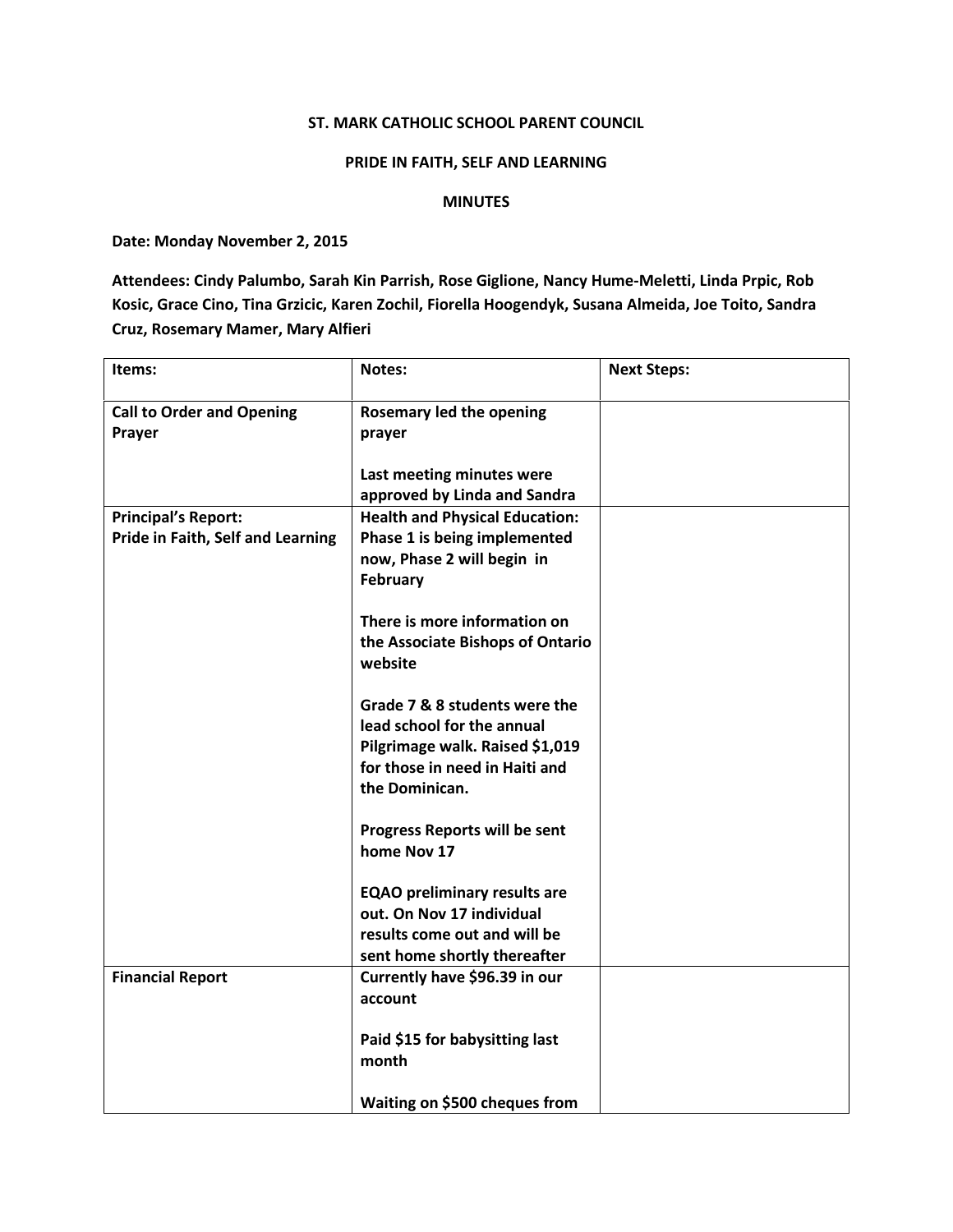**ST. MARK CATHOLIC SCHOOL PARENT COUNCIL**

**PRIDE IN FAITH, SELF AND LEARNING**

**MINUTES**

**Date: Monday November 2, 2015**

**Attendees: Cindy Palumbo, Sarah Kin Parrish, Rose Giglione, Nancy Hume-Meletti, Linda Prpic, Rob Kosic, Grace Cino, Tina Grzicic, Karen Zochil, Fiorella Hoogendyk, Susana Almeida, Joe Toito, Sandra Cruz, Rosemary Mamer, Mary Alfieri**

| Items: | Notes: | Next Steps: |
|---|---|---|
| Call to Order and Opening Prayer | Rosemary led the opening prayer<br><br>Last meeting minutes were approved by Linda and Sandra | |
| Principal's Report:<br>Pride in Faith, Self and Learning | Health and Physical Education: Phase 1 is being implemented now, Phase 2 will begin in February<br><br>There is more information on the Associate Bishops of Ontario website<br><br>Grade 7 & 8 students were the lead school for the annual Pilgrimage walk. Raised $1,019 for those in need in Haiti and the Dominican.<br><br>Progress Reports will be sent home Nov 17<br><br>EQAO preliminary results are out. On Nov 17 individual results come out and will be sent home shortly thereafter | |
| Financial Report | Currently have $96.39 in our account<br><br>Paid $15 for babysitting last month<br><br>Waiting on $500 cheques from | |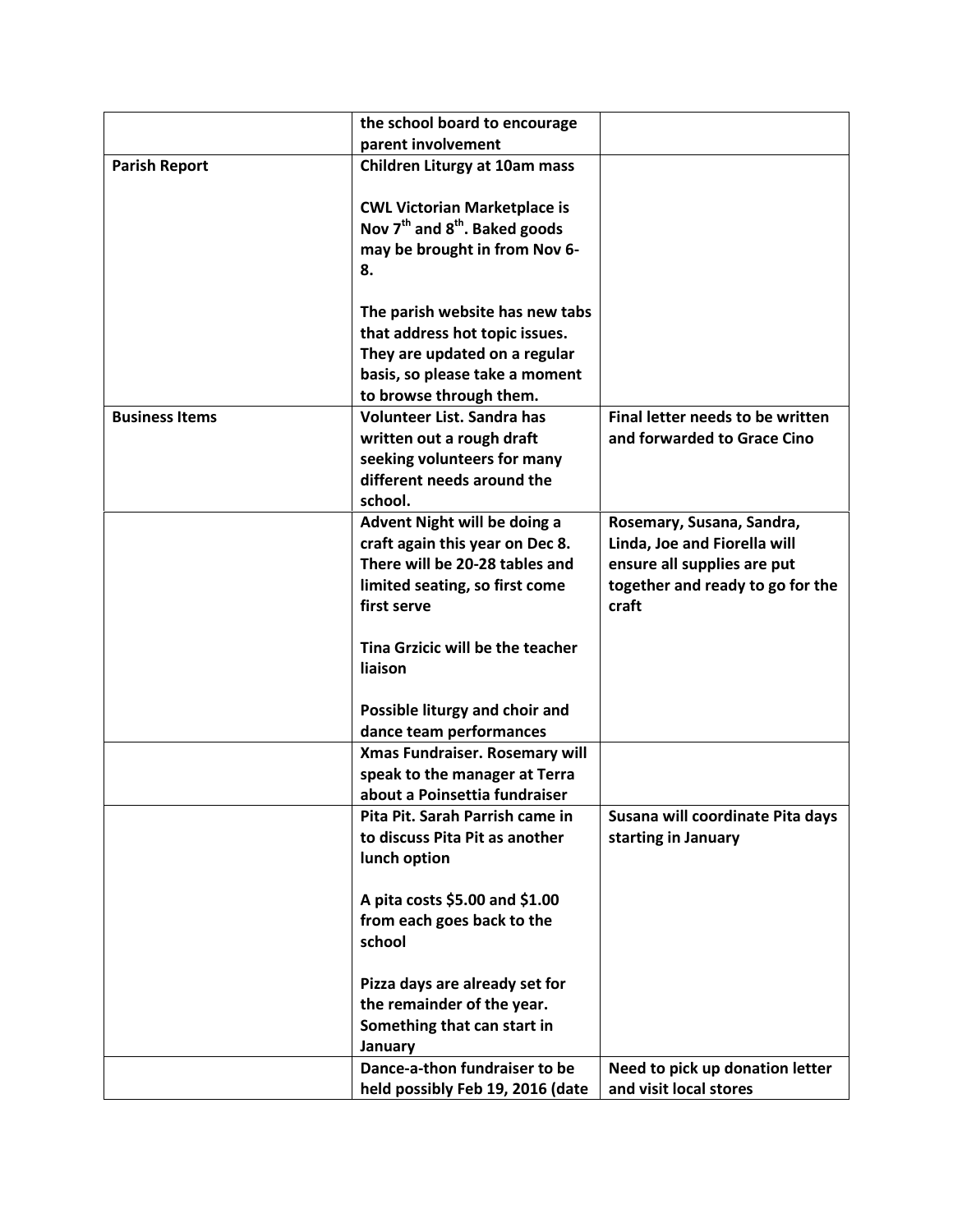| | | |
|---|---|---|
| | **the school board to encourage parent involvement** | |
| **Parish Report** | **Children Liturgy at 10am mass**<br><br>**CWL Victorian Marketplace is Nov 7th and 8th. Baked goods may be brought in from Nov 6-8.**<br><br>**The parish website has new tabs that address hot topic issues. They are updated on a regular basis, so please take a moment to browse through them.** | |
| **Business Items** | **Volunteer List. Sandra has written out a rough draft seeking volunteers for many different needs around the school.** | **Final letter needs to be written and forwarded to Grace Cino** |
| | **Advent Night will be doing a craft again this year on Dec 8. There will be 20-28 tables and limited seating, so first come first serve**<br><br>**Tina Grzicic will be the teacher liaison**<br><br>**Possible liturgy and choir and dance team performances** | **Rosemary, Susana, Sandra, Linda, Joe and Fiorella will ensure all supplies are put together and ready to go for the craft** |
| | **Xmas Fundraiser. Rosemary will speak to the manager at Terra about a Poinsettia fundraiser** | |
| | **Pita Pit. Sarah Parrish came in to discuss Pita Pit as another lunch option**<br><br>**A pita costs $5.00 and $1.00 from each goes back to the school**<br><br>**Pizza days are already set for the remainder of the year. Something that can start in January** | **Susana will coordinate Pita days starting in January** |
| | **Dance-a-thon fundraiser to be held possibly Feb 19, 2016 (date** | **Need to pick up donation letter and visit local stores** |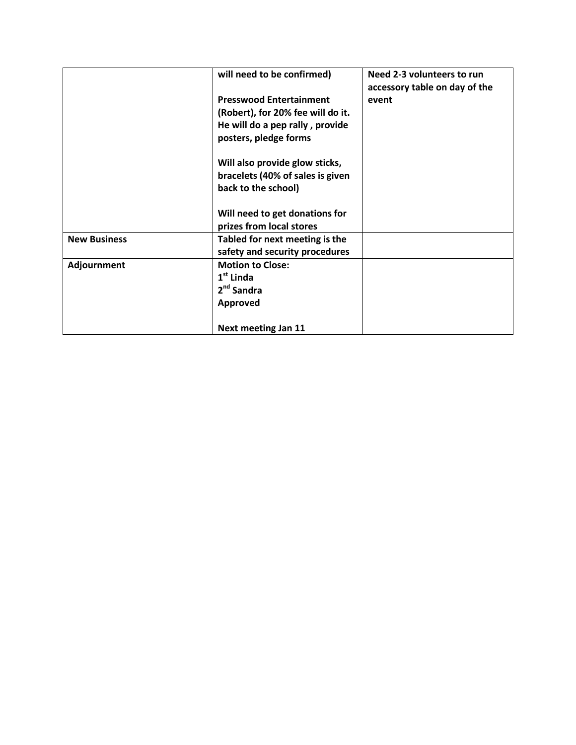| | | |
|---|---|---|
| | **will need to be confirmed)**<br><br>**Presswood Entertainment (Robert), for 20% fee will do it. He will do a pep rally , provide posters, pledge forms**<br><br>**Will also provide glow sticks, bracelets (40% of sales is given back to the school)**<br><br>**Will need to get donations for prizes from local stores** | **Need 2-3 volunteers to run accessory table on day of the event** |
| **New Business** | **Tabled for next meeting is the safety and security procedures** | |
| **Adjournment** | **Motion to Close:**<br>**1st Linda**<br>**2nd Sandra**<br>**Approved**<br><br>**Next meeting Jan 11** | |